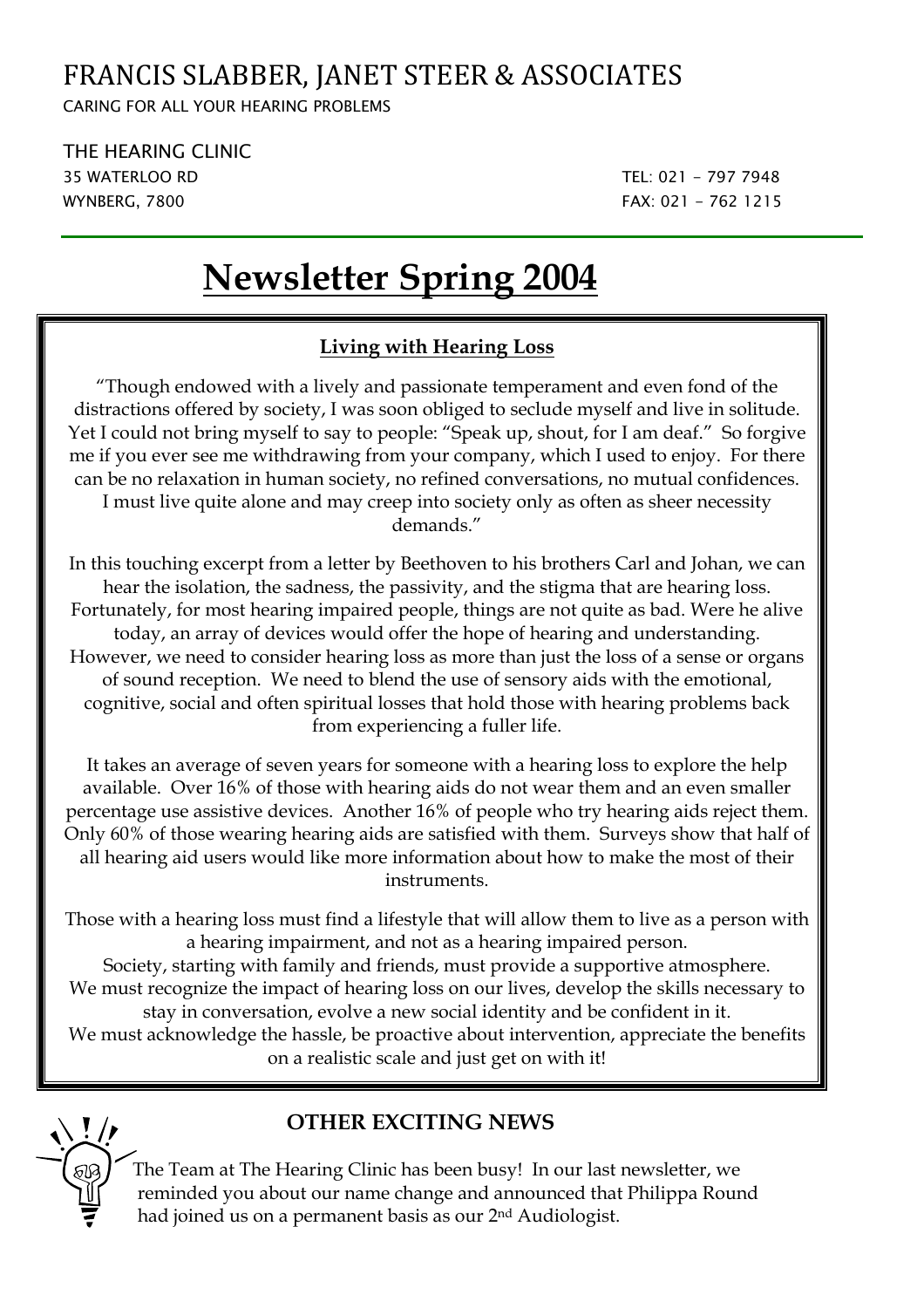# FRANCIS SLABBER, JANET STEER & ASSOCIATES

CARING FOR ALL YOUR HEARING PROBLEMS

THE HEARING CLINIC
35 WATERLOO RD
WYNBERG, 7800

TEL: 021 – 797 7948
FAX: 021 – 762 1215

# Newsletter Spring 2004

## Living with Hearing Loss

"Though endowed with a lively and passionate temperament and even fond of the distractions offered by society, I was soon obliged to seclude myself and live in solitude. Yet I could not bring myself to say to people: "Speak up, shout, for I am deaf." So forgive me if you ever see me withdrawing from your company, which I used to enjoy. For there can be no relaxation in human society, no refined conversations, no mutual confidences. I must live quite alone and may creep into society only as often as sheer necessity demands."

In this touching excerpt from a letter by Beethoven to his brothers Carl and Johan, we can hear the isolation, the sadness, the passivity, and the stigma that are hearing loss. Fortunately, for most hearing impaired people, things are not quite as bad. Were he alive today, an array of devices would offer the hope of hearing and understanding. However, we need to consider hearing loss as more than just the loss of a sense or organs of sound reception. We need to blend the use of sensory aids with the emotional, cognitive, social and often spiritual losses that hold those with hearing problems back from experiencing a fuller life.

It takes an average of seven years for someone with a hearing loss to explore the help available. Over 16% of those with hearing aids do not wear them and an even smaller percentage use assistive devices. Another 16% of people who try hearing aids reject them. Only 60% of those wearing hearing aids are satisfied with them. Surveys show that half of all hearing aid users would like more information about how to make the most of their instruments.

Those with a hearing loss must find a lifestyle that will allow them to live as a person with a hearing impairment, and not as a hearing impaired person.
Society, starting with family and friends, must provide a supportive atmosphere.
We must recognize the impact of hearing loss on our lives, develop the skills necessary to stay in conversation, evolve a new social identity and be confident in it.
We must acknowledge the hassle, be proactive about intervention, appreciate the benefits on a realistic scale and just get on with it!

## OTHER EXCITING NEWS

The Team at The Hearing Clinic has been busy! In our last newsletter, we reminded you about our name change and announced that Philippa Round had joined us on a permanent basis as our 2nd Audiologist.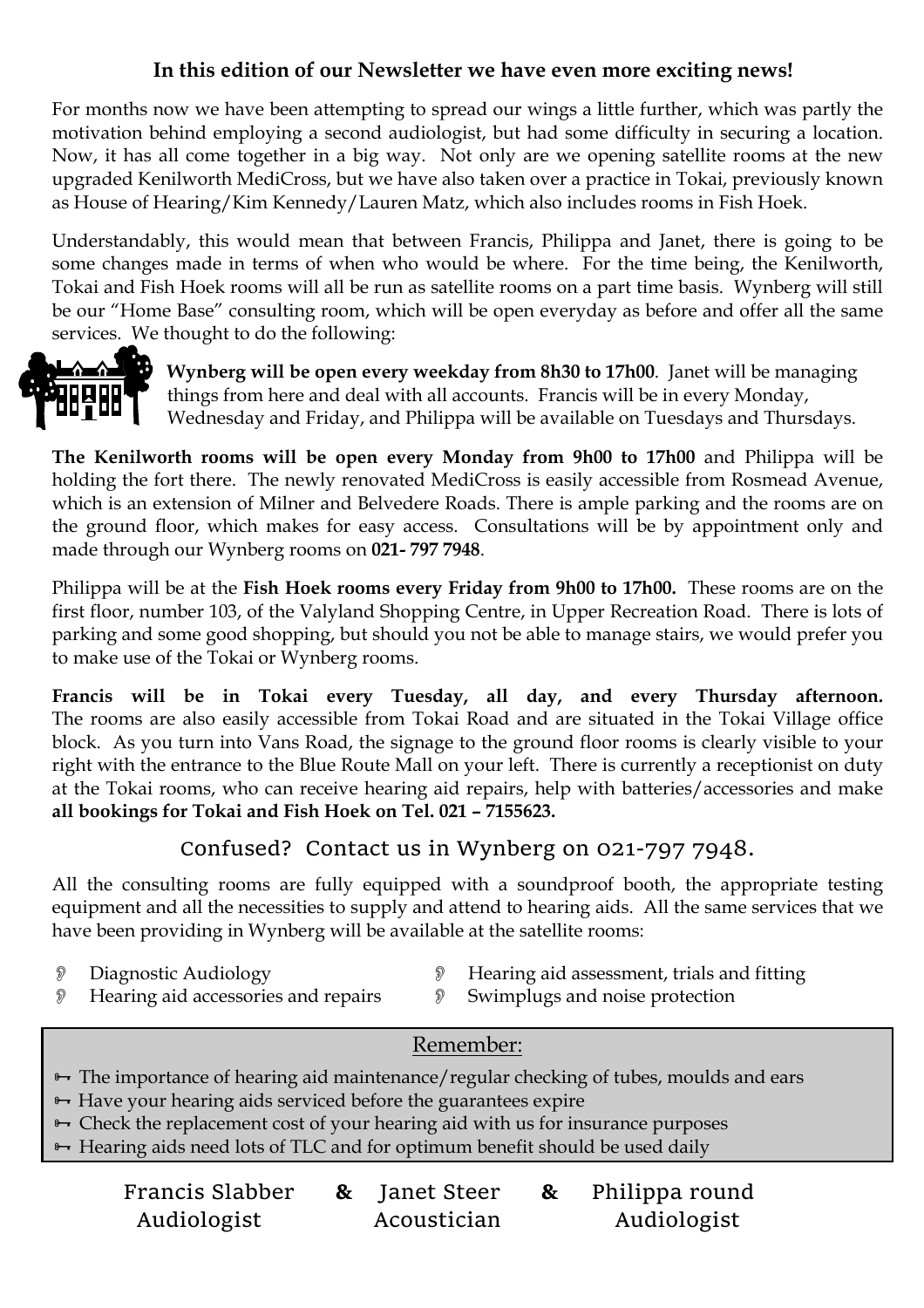**In this edition of our Newsletter we have even more exciting news!**

For months now we have been attempting to spread our wings a little further, which was partly the motivation behind employing a second audiologist, but had some difficulty in securing a location. Now, it has all come together in a big way. Not only are we opening satellite rooms at the new upgraded Kenilworth MediCross, but we have also taken over a practice in Tokai, previously known as House of Hearing/Kim Kennedy/Lauren Matz, which also includes rooms in Fish Hoek.

Understandably, this would mean that between Francis, Philippa and Janet, there is going to be some changes made in terms of when who would be where. For the time being, the Kenilworth, Tokai and Fish Hoek rooms will all be run as satellite rooms on a part time basis. Wynberg will still be our "Home Base" consulting room, which will be open everyday as before and offer all the same services. We thought to do the following:

**Wynberg will be open every weekday from 8h30 to 17h00**. Janet will be managing things from here and deal with all accounts. Francis will be in every Monday, Wednesday and Friday, and Philippa will be available on Tuesdays and Thursdays.

**The Kenilworth rooms will be open every Monday from 9h00 to 17h00** and Philippa will be holding the fort there. The newly renovated MediCross is easily accessible from Rosmead Avenue, which is an extension of Milner and Belvedere Roads. There is ample parking and the rooms are on the ground floor, which makes for easy access. Consultations will be by appointment only and made through our Wynberg rooms on **021- 797 7948**.

Philippa will be at the **Fish Hoek rooms every Friday from 9h00 to 17h00.** These rooms are on the first floor, number 103, of the Valyland Shopping Centre, in Upper Recreation Road. There is lots of parking and some good shopping, but should you not be able to manage stairs, we would prefer you to make use of the Tokai or Wynberg rooms.

**Francis will be in Tokai every Tuesday, all day, and every Thursday afternoon.** The rooms are also easily accessible from Tokai Road and are situated in the Tokai Village office block. As you turn into Vans Road, the signage to the ground floor rooms is clearly visible to your right with the entrance to the Blue Route Mall on your left. There is currently a receptionist on duty at the Tokai rooms, who can receive hearing aid repairs, help with batteries/accessories and make **all bookings for Tokai and Fish Hoek on Tel. 021 – 7155623.**

Confused? Contact us in Wynberg on 021-797 7948.

All the consulting rooms are fully equipped with a soundproof booth, the appropriate testing equipment and all the necessities to supply and attend to hearing aids. All the same services that we have been providing in Wynberg will be available at the satellite rooms:

- Diagnostic Audiology
- Hearing aid assessment, trials and fitting
- Hearing aid accessories and repairs
- Swimplugs and noise protection

Remember:

- The importance of hearing aid maintenance/regular checking of tubes, moulds and ears
- Have your hearing aids serviced before the guarantees expire
- Check the replacement cost of your hearing aid with us for insurance purposes
- Hearing aids need lots of TLC and for optimum benefit should be used daily

Francis Slabber & Janet Steer & Philippa round
Audiologist Acoustician Audiologist